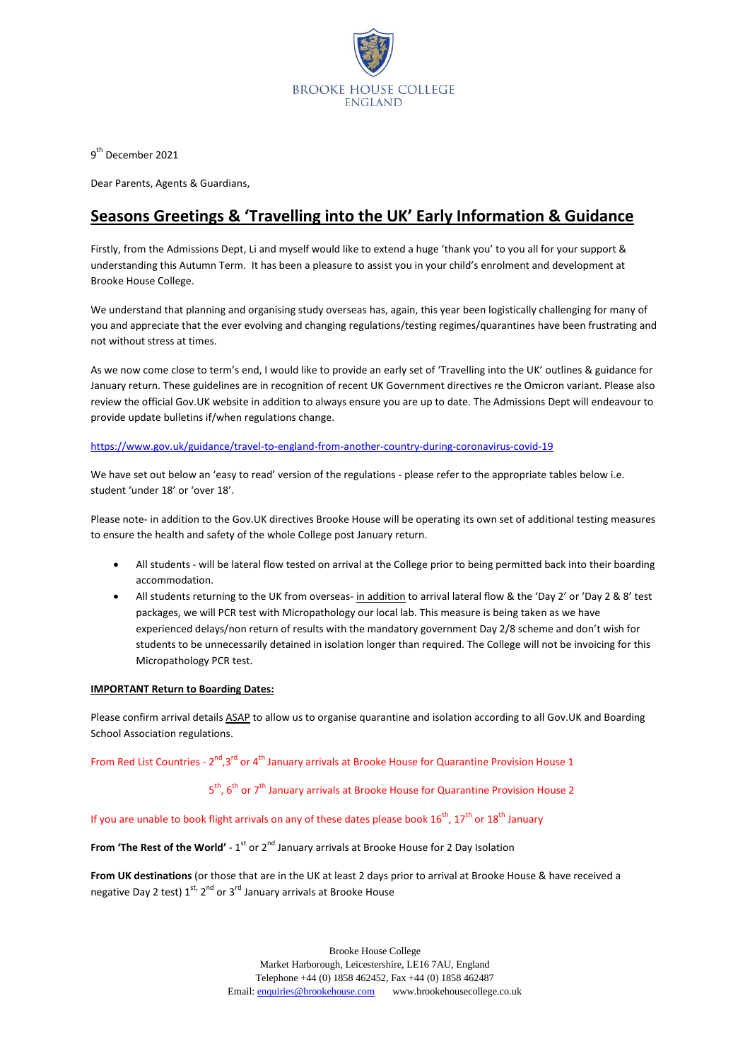BROOKE HOUSE COLLEGE
ENGLAND

9th December 2021

Dear Parents, Agents & Guardians,

# Seasons Greetings & 'Travelling into the UK' Early Information & Guidance

Firstly, from the Admissions Dept, Li and myself would like to extend a huge 'thank you' to you all for your support & understanding this Autumn Term. It has been a pleasure to assist you in your child's enrolment and development at Brooke House College.

We understand that planning and organising study overseas has, again, this year been logistically challenging for many of you and appreciate that the ever evolving and changing regulations/testing regimes/quarantines have been frustrating and not without stress at times.

As we now come close to term's end, I would like to provide an early set of 'Travelling into the UK' outlines & guidance for January return. These guidelines are in recognition of recent UK Government directives re the Omicron variant. Please also review the official Gov.UK website in addition to always ensure you are up to date. The Admissions Dept will endeavour to provide update bulletins if/when regulations change.

https://www.gov.uk/guidance/travel-to-england-from-another-country-during-coronavirus-covid-19

We have set out below an 'easy to read' version of the regulations - please refer to the appropriate tables below i.e. student 'under 18' or 'over 18'.

Please note- in addition to the Gov.UK directives Brooke House will be operating its own set of additional testing measures to ensure the health and safety of the whole College post January return.

- All students - will be lateral flow tested on arrival at the College prior to being permitted back into their boarding accommodation.
- All students returning to the UK from overseas- in addition to arrival lateral flow & the 'Day 2' or 'Day 2 & 8' test packages, we will PCR test with Micropathology our local lab. This measure is being taken as we have experienced delays/non return of results with the mandatory government Day 2/8 scheme and don't wish for students to be unnecessarily detained in isolation longer than required. The College will not be invoicing for this Micropathology PCR test.

**IMPORTANT Return to Boarding Dates:**

Please confirm arrival details ASAP to allow us to organise quarantine and isolation according to all Gov.UK and Boarding School Association regulations.

From Red List Countries - 2nd,3rd or 4th January arrivals at Brooke House for Quarantine Provision House 1

5th, 6th or 7th January arrivals at Brooke House for Quarantine Provision House 2

If you are unable to book flight arrivals on any of these dates please book 16th, 17th or 18th January

**From 'The Rest of the World'** - 1st or 2nd January arrivals at Brooke House for 2 Day Isolation

**From UK destinations** (or those that are in the UK at least 2 days prior to arrival at Brooke House & have received a negative Day 2 test) 1st, 2nd or 3rd January arrivals at Brooke House

Brooke House College
Market Harborough, Leicestershire, LE16 7AU, England
Telephone +44 (0) 1858 462452, Fax +44 (0) 1858 462487
Email: enquiries@brookehouse.com www.brookehousecollege.co.uk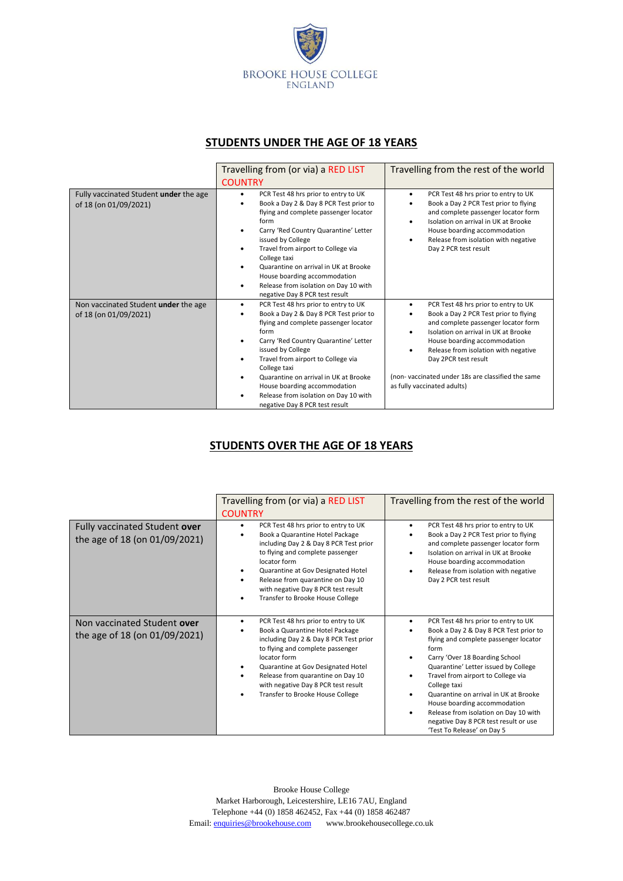BROOKE HOUSE COLLEGE
ENGLAND

## STUDENTS UNDER THE AGE OF 18 YEARS

| | Travelling from (or via) a RED LIST COUNTRY | Travelling from the rest of the world |
|---|---|---|
| Fully vaccinated Student **under** the age of 18 (on 01/09/2021) | • PCR Test 48 hrs prior to entry to UK<br>• Book a Day 2 & Day 8 PCR Test prior to flying and complete passenger locator form<br>• Carry 'Red Country Quarantine' Letter issued by College<br>• Travel from airport to College via College taxi<br>• Quarantine on arrival in UK at Brooke House boarding accommodation<br>• Release from isolation on Day 10 with negative Day 8 PCR test result | • PCR Test 48 hrs prior to entry to UK<br>• Book a Day 2 PCR Test prior to flying and complete passenger locator form<br>• Isolation on arrival in UK at Brooke House boarding accommodation<br>• Release from isolation with negative Day 2 PCR test result |
| Non vaccinated Student **under** the age of 18 (on 01/09/2021) | • PCR Test 48 hrs prior to entry to UK<br>• Book a Day 2 & Day 8 PCR Test prior to flying and complete passenger locator form<br>• Carry 'Red Country Quarantine' Letter issued by College<br>• Travel from airport to College via College taxi<br>• Quarantine on arrival in UK at Brooke House boarding accommodation<br>• Release from isolation on Day 10 with negative Day 8 PCR test result | • PCR Test 48 hrs prior to entry to UK<br>• Book a Day 2 PCR Test prior to flying and complete passenger locator form<br>• Isolation on arrival in UK at Brooke House boarding accommodation<br>• Release from isolation with negative Day 2PCR test result<br><br>(non- vaccinated under 18s are classified the same as fully vaccinated adults) |

## STUDENTS OVER THE AGE OF 18 YEARS

| | Travelling from (or via) a RED LIST COUNTRY | Travelling from the rest of the world |
|---|---|---|
| Fully vaccinated Student **over** the age of 18 (on 01/09/2021) | • PCR Test 48 hrs prior to entry to UK<br>• Book a Quarantine Hotel Package including Day 2 & Day 8 PCR Test prior to flying and complete passenger locator form<br>• Quarantine at Gov Designated Hotel<br>• Release from quarantine on Day 10 with negative Day 8 PCR test result<br>• Transfer to Brooke House College | • PCR Test 48 hrs prior to entry to UK<br>• Book a Day 2 PCR Test prior to flying and complete passenger locator form<br>• Isolation on arrival in UK at Brooke House boarding accommodation<br>• Release from isolation with negative Day 2 PCR test result |
| Non vaccinated Student **over** the age of 18 (on 01/09/2021) | • PCR Test 48 hrs prior to entry to UK<br>• Book a Quarantine Hotel Package including Day 2 & Day 8 PCR Test prior to flying and complete passenger locator form<br>• Quarantine at Gov Designated Hotel<br>• Release from quarantine on Day 10 with negative Day 8 PCR test result<br>• Transfer to Brooke House College | • PCR Test 48 hrs prior to entry to UK<br>• Book a Day 2 & Day 8 PCR Test prior to flying and complete passenger locator form<br>• Carry 'Over 18 Boarding School Quarantine' Letter issued by College<br>• Travel from airport to College via College taxi<br>• Quarantine on arrival in UK at Brooke House boarding accommodation<br>• Release from isolation on Day 10 with negative Day 8 PCR test result or use 'Test To Release' on Day 5 |

Brooke House College
Market Harborough, Leicestershire, LE16 7AU, England
Telephone +44 (0) 1858 462452, Fax +44 (0) 1858 462487
Email: enquiries@brookehouse.com www.brookehousecollege.co.uk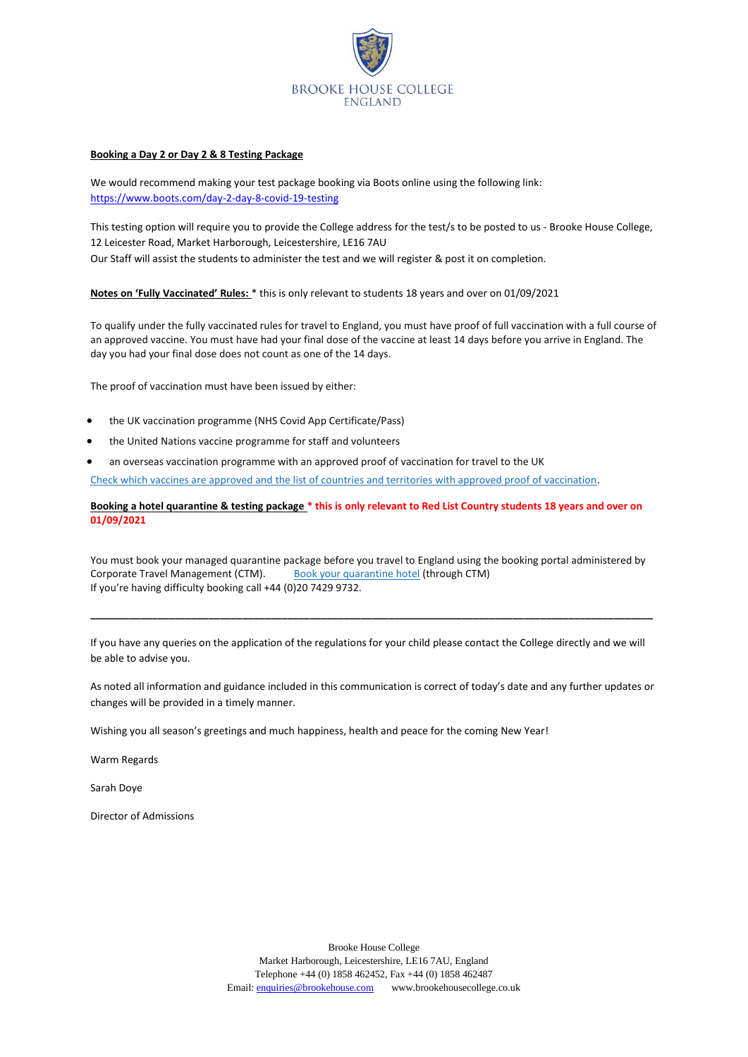BROOKE HOUSE COLLEGE
ENGLAND

**Booking a Day 2 or Day 2 & 8 Testing Package**

We would recommend making your test package booking via Boots online using the following link:
https://www.boots.com/day-2-day-8-covid-19-testing

This testing option will require you to provide the College address for the test/s to be posted to us - Brooke House College, 12 Leicester Road, Market Harborough, Leicestershire, LE16 7AU
Our Staff will assist the students to administer the test and we will register & post it on completion.

**Notes on 'Fully Vaccinated' Rules:** * this is only relevant to students 18 years and over on 01/09/2021

To qualify under the fully vaccinated rules for travel to England, you must have proof of full vaccination with a full course of an approved vaccine. You must have had your final dose of the vaccine at least 14 days before you arrive in England. The day you had your final dose does not count as one of the 14 days.

The proof of vaccination must have been issued by either:

- the UK vaccination programme (NHS Covid App Certificate/Pass)
- the United Nations vaccine programme for staff and volunteers
- an overseas vaccination programme with an approved proof of vaccination for travel to the UK

Check which vaccines are approved and the list of countries and territories with approved proof of vaccination.

**Booking a hotel quarantine & testing package** **\* this is only relevant to Red List Country students 18 years and over on 01/09/2021**

You must book your managed quarantine package before you travel to England using the booking portal administered by Corporate Travel Management (CTM). Book your quarantine hotel (through CTM)
If you're having difficulty booking call +44 (0)20 7429 9732.

---

If you have any queries on the application of the regulations for your child please contact the College directly and we will be able to advise you.

As noted all information and guidance included in this communication is correct of today's date and any further updates or changes will be provided in a timely manner.

Wishing you all season's greetings and much happiness, health and peace for the coming New Year!

Warm Regards

Sarah Doye

Director of Admissions

Brooke House College
Market Harborough, Leicestershire, LE16 7AU, England
Telephone +44 (0) 1858 462452, Fax +44 (0) 1858 462487
Email: enquiries@brookehouse.com www.brookehousecollege.co.uk